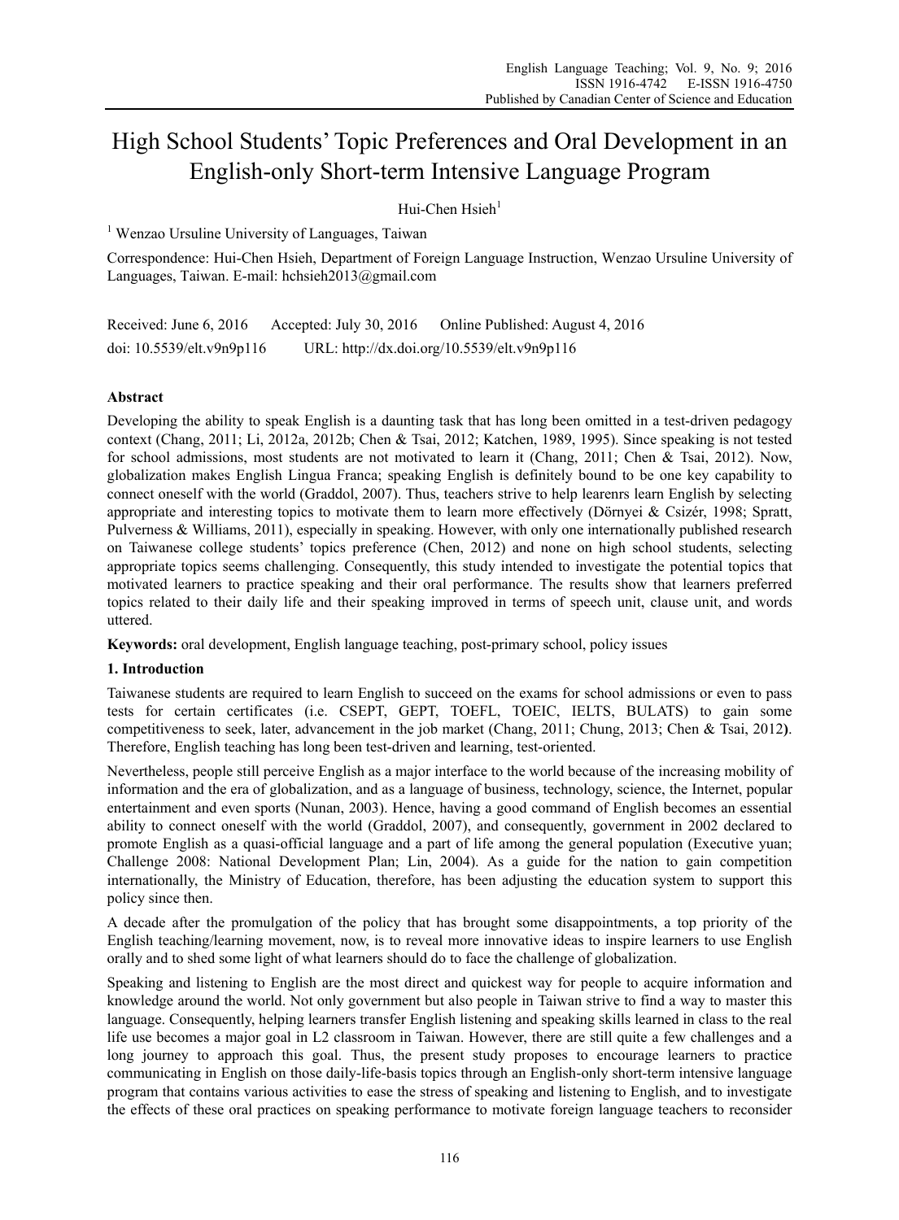# High School Students' Topic Preferences and Oral Development in an English-only Short-term Intensive Language Program

Hui-Chen Hsieh[1]

[1] Wenzao Ursuline University of Languages, Taiwan

Correspondence: Hui-Chen Hsieh, Department of Foreign Language Instruction, Wenzao Ursuline University of Languages, Taiwan. E-mail: hchsieh2013@gmail.com

Received: June 6, 2016 Accepted: July 30, 2016 Online Published: August 4, 2016

doi: 10.5539/elt.v9n9p116 URL: http://dx.doi.org/10.5539/elt.v9n9p116

## Abstract

Developing the ability to speak English is a daunting task that has long been omitted in a test-driven pedagogy context (Chang, 2011; Li, 2012a, 2012b; Chen & Tsai, 2012; Katchen, 1989, 1995). Since speaking is not tested for school admissions, most students are not motivated to learn it (Chang, 2011; Chen & Tsai, 2012). Now, globalization makes English Lingua Franca; speaking English is definitely bound to be one key capability to connect oneself with the world (Graddol, 2007). Thus, teachers strive to help learenrs learn English by selecting appropriate and interesting topics to motivate them to learn more effectively (Dörnyei & Csizér, 1998; Spratt, Pulverness & Williams, 2011), especially in speaking. However, with only one internationally published research on Taiwanese college students' topics preference (Chen, 2012) and none on high school students, selecting appropriate topics seems challenging. Consequently, this study intended to investigate the potential topics that motivated learners to practice speaking and their oral performance. The results show that learners preferred topics related to their daily life and their speaking improved in terms of speech unit, clause unit, and words uttered.

**Keywords:** oral development, English language teaching, post-primary school, policy issues

## 1. Introduction

Taiwanese students are required to learn English to succeed on the exams for school admissions or even to pass tests for certain certificates (i.e. CSEPT, GEPT, TOEFL, TOEIC, IELTS, BULATS) to gain some competitiveness to seek, later, advancement in the job market (Chang, 2011; Chung, 2013; Chen & Tsai, 2012**)**. Therefore, English teaching has long been test-driven and learning, test-oriented.

Nevertheless, people still perceive English as a major interface to the world because of the increasing mobility of information and the era of globalization, and as a language of business, technology, science, the Internet, popular entertainment and even sports (Nunan, 2003). Hence, having a good command of English becomes an essential ability to connect oneself with the world (Graddol, 2007), and consequently, government in 2002 declared to promote English as a quasi-official language and a part of life among the general population (Executive yuan; Challenge 2008: National Development Plan; Lin, 2004). As a guide for the nation to gain competition internationally, the Ministry of Education, therefore, has been adjusting the education system to support this policy since then.

A decade after the promulgation of the policy that has brought some disappointments, a top priority of the English teaching/learning movement, now, is to reveal more innovative ideas to inspire learners to use English orally and to shed some light of what learners should do to face the challenge of globalization.

Speaking and listening to English are the most direct and quickest way for people to acquire information and knowledge around the world. Not only government but also people in Taiwan strive to find a way to master this language. Consequently, helping learners transfer English listening and speaking skills learned in class to the real life use becomes a major goal in L2 classroom in Taiwan. However, there are still quite a few challenges and a long journey to approach this goal. Thus, the present study proposes to encourage learners to practice communicating in English on those daily-life-basis topics through an English-only short-term intensive language program that contains various activities to ease the stress of speaking and listening to English, and to investigate the effects of these oral practices on speaking performance to motivate foreign language teachers to reconsider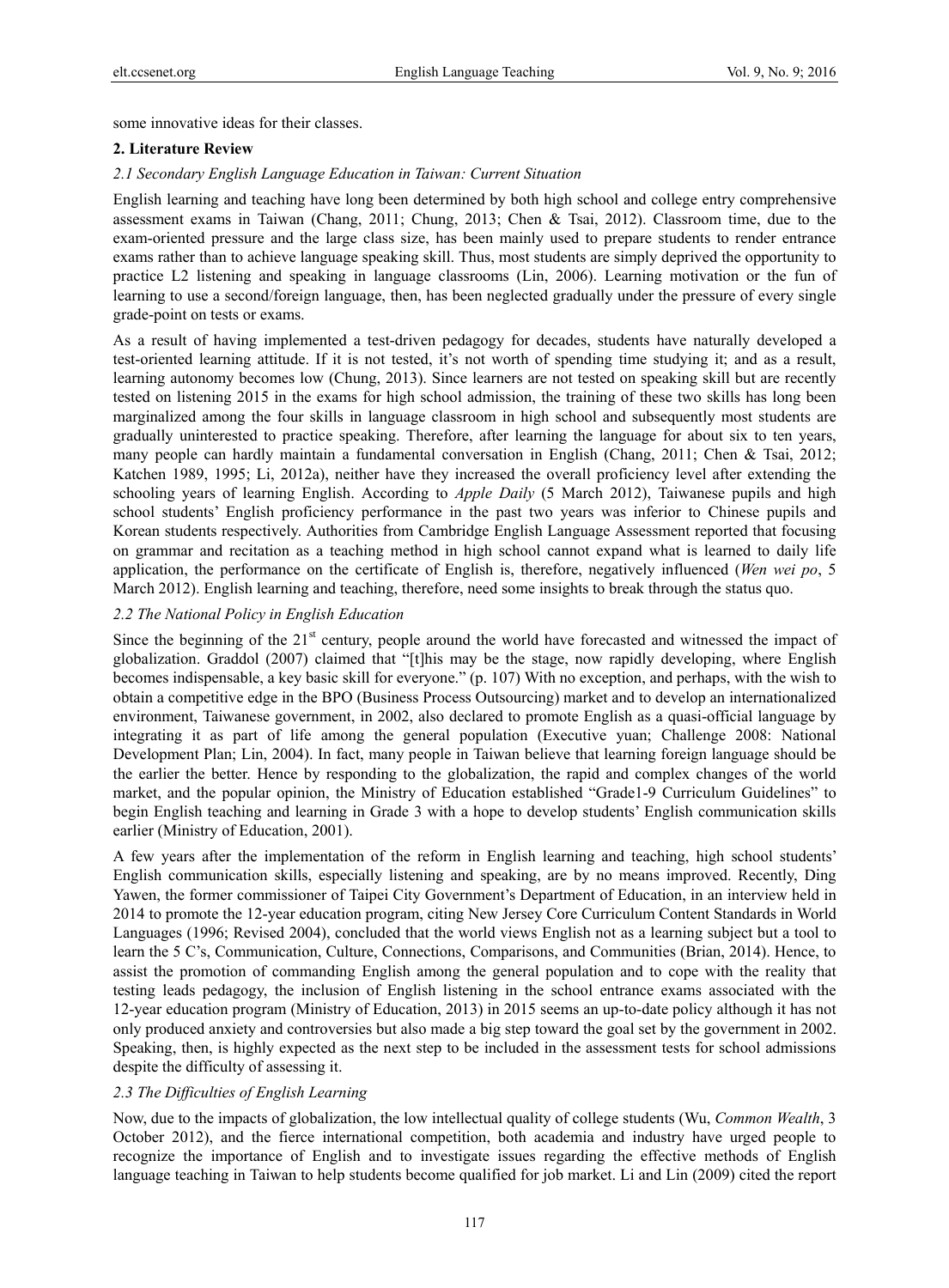some innovative ideas for their classes.

## 2. Literature Review

### *2.1 Secondary English Language Education in Taiwan: Current Situation*

English learning and teaching have long been determined by both high school and college entry comprehensive assessment exams in Taiwan (Chang, 2011; Chung, 2013; Chen & Tsai, 2012). Classroom time, due to the exam-oriented pressure and the large class size, has been mainly used to prepare students to render entrance exams rather than to achieve language speaking skill. Thus, most students are simply deprived the opportunity to practice L2 listening and speaking in language classrooms (Lin, 2006). Learning motivation or the fun of learning to use a second/foreign language, then, has been neglected gradually under the pressure of every single grade-point on tests or exams.

As a result of having implemented a test-driven pedagogy for decades, students have naturally developed a test-oriented learning attitude. If it is not tested, it's not worth of spending time studying it; and as a result, learning autonomy becomes low (Chung, 2013). Since learners are not tested on speaking skill but are recently tested on listening 2015 in the exams for high school admission, the training of these two skills has long been marginalized among the four skills in language classroom in high school and subsequently most students are gradually uninterested to practice speaking. Therefore, after learning the language for about six to ten years, many people can hardly maintain a fundamental conversation in English (Chang, 2011; Chen & Tsai, 2012; Katchen 1989, 1995; Li, 2012a), neither have they increased the overall proficiency level after extending the schooling years of learning English. According to *Apple Daily* (5 March 2012), Taiwanese pupils and high school students' English proficiency performance in the past two years was inferior to Chinese pupils and Korean students respectively. Authorities from Cambridge English Language Assessment reported that focusing on grammar and recitation as a teaching method in high school cannot expand what is learned to daily life application, the performance on the certificate of English is, therefore, negatively influenced (*Wen wei po*, 5 March 2012). English learning and teaching, therefore, need some insights to break through the status quo.

### *2.2 The National Policy in English Education*

Since the beginning of the 21st century, people around the world have forecasted and witnessed the impact of globalization. Graddol (2007) claimed that "[t]his may be the stage, now rapidly developing, where English becomes indispensable, a key basic skill for everyone." (p. 107) With no exception, and perhaps, with the wish to obtain a competitive edge in the BPO (Business Process Outsourcing) market and to develop an internationalized environment, Taiwanese government, in 2002, also declared to promote English as a quasi-official language by integrating it as part of life among the general population (Executive yuan; Challenge 2008: National Development Plan; Lin, 2004). In fact, many people in Taiwan believe that learning foreign language should be the earlier the better. Hence by responding to the globalization, the rapid and complex changes of the world market, and the popular opinion, the Ministry of Education established "Grade1-9 Curriculum Guidelines" to begin English teaching and learning in Grade 3 with a hope to develop students' English communication skills earlier (Ministry of Education, 2001).

A few years after the implementation of the reform in English learning and teaching, high school students' English communication skills, especially listening and speaking, are by no means improved. Recently, Ding Yawen, the former commissioner of Taipei City Government's Department of Education, in an interview held in 2014 to promote the 12-year education program, citing New Jersey Core Curriculum Content Standards in World Languages (1996; Revised 2004), concluded that the world views English not as a learning subject but a tool to learn the 5 C's, Communication, Culture, Connections, Comparisons, and Communities (Brian, 2014). Hence, to assist the promotion of commanding English among the general population and to cope with the reality that testing leads pedagogy, the inclusion of English listening in the school entrance exams associated with the 12-year education program (Ministry of Education, 2013) in 2015 seems an up-to-date policy although it has not only produced anxiety and controversies but also made a big step toward the goal set by the government in 2002. Speaking, then, is highly expected as the next step to be included in the assessment tests for school admissions despite the difficulty of assessing it.

### *2.3 The Difficulties of English Learning*

Now, due to the impacts of globalization, the low intellectual quality of college students (Wu, *Common Wealth*, 3 October 2012), and the fierce international competition, both academia and industry have urged people to recognize the importance of English and to investigate issues regarding the effective methods of English language teaching in Taiwan to help students become qualified for job market. Li and Lin (2009) cited the report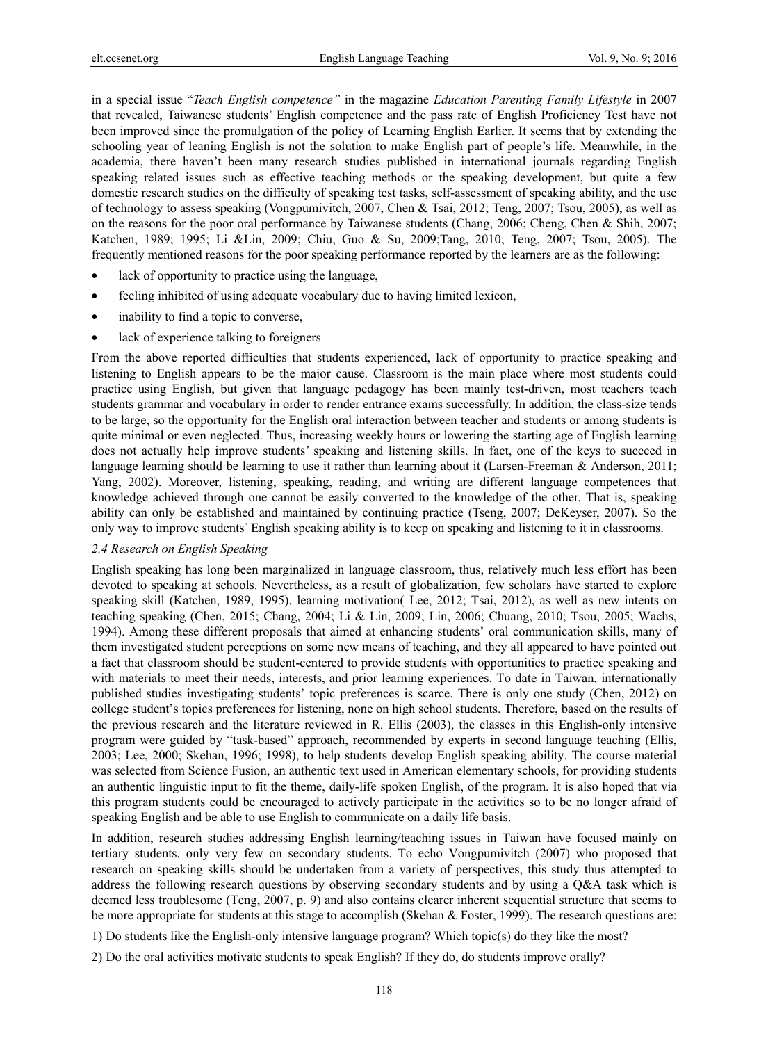in a special issue "*Teach English competence"* in the magazine *Education Parenting Family Lifestyle* in 2007 that revealed, Taiwanese students' English competence and the pass rate of English Proficiency Test have not been improved since the promulgation of the policy of Learning English Earlier. It seems that by extending the schooling year of leaning English is not the solution to make English part of people's life. Meanwhile, in the academia, there haven't been many research studies published in international journals regarding English speaking related issues such as effective teaching methods or the speaking development, but quite a few domestic research studies on the difficulty of speaking test tasks, self-assessment of speaking ability, and the use of technology to assess speaking (Vongpumivitch, 2007, Chen & Tsai, 2012; Teng, 2007; Tsou, 2005), as well as on the reasons for the poor oral performance by Taiwanese students (Chang, 2006; Cheng, Chen & Shih, 2007; Katchen, 1989; 1995; Li &Lin, 2009; Chiu, Guo & Su, 2009;Tang, 2010; Teng, 2007; Tsou, 2005). The frequently mentioned reasons for the poor speaking performance reported by the learners are as the following:

- lack of opportunity to practice using the language,
- feeling inhibited of using adequate vocabulary due to having limited lexicon,
- inability to find a topic to converse,
- lack of experience talking to foreigners

From the above reported difficulties that students experienced, lack of opportunity to practice speaking and listening to English appears to be the major cause. Classroom is the main place where most students could practice using English, but given that language pedagogy has been mainly test-driven, most teachers teach students grammar and vocabulary in order to render entrance exams successfully. In addition, the class-size tends to be large, so the opportunity for the English oral interaction between teacher and students or among students is quite minimal or even neglected. Thus, increasing weekly hours or lowering the starting age of English learning does not actually help improve students' speaking and listening skills. In fact, one of the keys to succeed in language learning should be learning to use it rather than learning about it (Larsen-Freeman & Anderson, 2011; Yang, 2002). Moreover, listening, speaking, reading, and writing are different language competences that knowledge achieved through one cannot be easily converted to the knowledge of the other. That is, speaking ability can only be established and maintained by continuing practice (Tseng, 2007; DeKeyser, 2007). So the only way to improve students' English speaking ability is to keep on speaking and listening to it in classrooms.

### *2.4 Research on English Speaking*

English speaking has long been marginalized in language classroom, thus, relatively much less effort has been devoted to speaking at schools. Nevertheless, as a result of globalization, few scholars have started to explore speaking skill (Katchen, 1989, 1995), learning motivation( Lee, 2012; Tsai, 2012), as well as new intents on teaching speaking (Chen, 2015; Chang, 2004; Li & Lin, 2009; Lin, 2006; Chuang, 2010; Tsou, 2005; Wachs, 1994). Among these different proposals that aimed at enhancing students' oral communication skills, many of them investigated student perceptions on some new means of teaching, and they all appeared to have pointed out a fact that classroom should be student-centered to provide students with opportunities to practice speaking and with materials to meet their needs, interests, and prior learning experiences. To date in Taiwan, internationally published studies investigating students' topic preferences is scarce. There is only one study (Chen, 2012) on college student's topics preferences for listening, none on high school students. Therefore, based on the results of the previous research and the literature reviewed in R. Ellis (2003), the classes in this English-only intensive program were guided by "task-based" approach, recommended by experts in second language teaching (Ellis, 2003; Lee, 2000; Skehan, 1996; 1998), to help students develop English speaking ability. The course material was selected from Science Fusion, an authentic text used in American elementary schools, for providing students an authentic linguistic input to fit the theme, daily-life spoken English, of the program. It is also hoped that via this program students could be encouraged to actively participate in the activities so to be no longer afraid of speaking English and be able to use English to communicate on a daily life basis.

In addition, research studies addressing English learning/teaching issues in Taiwan have focused mainly on tertiary students, only very few on secondary students. To echo Vongpumivitch (2007) who proposed that research on speaking skills should be undertaken from a variety of perspectives, this study thus attempted to address the following research questions by observing secondary students and by using a Q&A task which is deemed less troublesome (Teng, 2007, p. 9) and also contains clearer inherent sequential structure that seems to be more appropriate for students at this stage to accomplish (Skehan & Foster, 1999). The research questions are:

1) Do students like the English-only intensive language program? Which topic(s) do they like the most?

2) Do the oral activities motivate students to speak English? If they do, do students improve orally?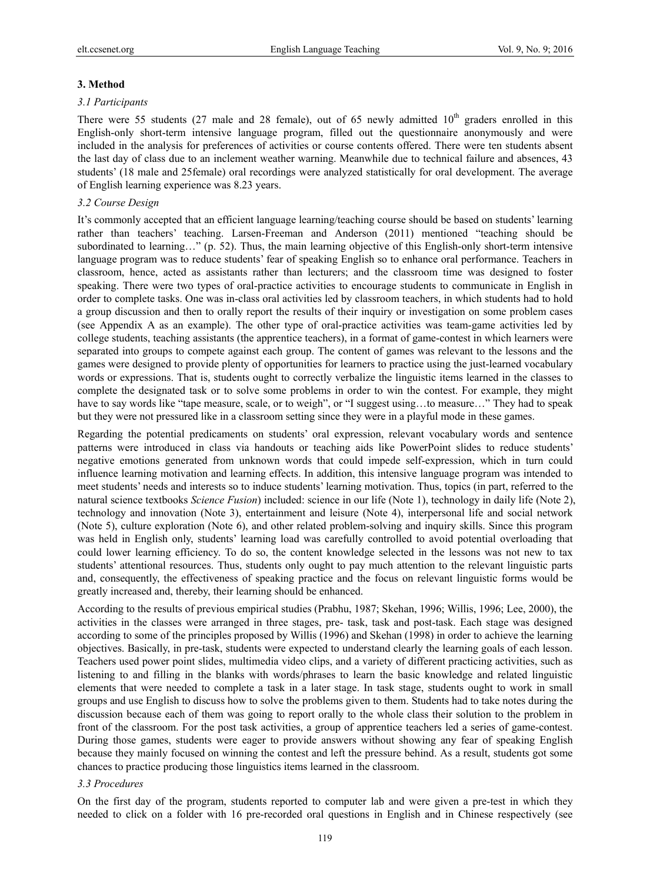## 3. Method

### *3.1 Participants*

There were 55 students (27 male and 28 female), out of 65 newly admitted 10th graders enrolled in this English-only short-term intensive language program, filled out the questionnaire anonymously and were included in the analysis for preferences of activities or course contents offered. There were ten students absent the last day of class due to an inclement weather warning. Meanwhile due to technical failure and absences, 43 students' (18 male and 25female) oral recordings were analyzed statistically for oral development. The average of English learning experience was 8.23 years.

### *3.2 Course Design*

It's commonly accepted that an efficient language learning/teaching course should be based on students' learning rather than teachers' teaching. Larsen-Freeman and Anderson (2011) mentioned "teaching should be subordinated to learning…" (p. 52). Thus, the main learning objective of this English-only short-term intensive language program was to reduce students' fear of speaking English so to enhance oral performance. Teachers in classroom, hence, acted as assistants rather than lecturers; and the classroom time was designed to foster speaking. There were two types of oral-practice activities to encourage students to communicate in English in order to complete tasks. One was in-class oral activities led by classroom teachers, in which students had to hold a group discussion and then to orally report the results of their inquiry or investigation on some problem cases (see Appendix A as an example). The other type of oral-practice activities was team-game activities led by college students, teaching assistants (the apprentice teachers), in a format of game-contest in which learners were separated into groups to compete against each group. The content of games was relevant to the lessons and the games were designed to provide plenty of opportunities for learners to practice using the just-learned vocabulary words or expressions. That is, students ought to correctly verbalize the linguistic items learned in the classes to complete the designated task or to solve some problems in order to win the contest. For example, they might have to say words like "tape measure, scale, or to weigh", or "I suggest using…to measure…" They had to speak but they were not pressured like in a classroom setting since they were in a playful mode in these games.

Regarding the potential predicaments on students' oral expression, relevant vocabulary words and sentence patterns were introduced in class via handouts or teaching aids like PowerPoint slides to reduce students' negative emotions generated from unknown words that could impede self-expression, which in turn could influence learning motivation and learning effects. In addition, this intensive language program was intended to meet students' needs and interests so to induce students' learning motivation. Thus, topics (in part, referred to the natural science textbooks *Science Fusion*) included: science in our life (Note 1), technology in daily life (Note 2), technology and innovation (Note 3), entertainment and leisure (Note 4), interpersonal life and social network (Note 5), culture exploration (Note 6), and other related problem-solving and inquiry skills. Since this program was held in English only, students' learning load was carefully controlled to avoid potential overloading that could lower learning efficiency. To do so, the content knowledge selected in the lessons was not new to tax students' attentional resources. Thus, students only ought to pay much attention to the relevant linguistic parts and, consequently, the effectiveness of speaking practice and the focus on relevant linguistic forms would be greatly increased and, thereby, their learning should be enhanced.

According to the results of previous empirical studies (Prabhu, 1987; Skehan, 1996; Willis, 1996; Lee, 2000), the activities in the classes were arranged in three stages, pre- task, task and post-task. Each stage was designed according to some of the principles proposed by Willis (1996) and Skehan (1998) in order to achieve the learning objectives. Basically, in pre-task, students were expected to understand clearly the learning goals of each lesson. Teachers used power point slides, multimedia video clips, and a variety of different practicing activities, such as listening to and filling in the blanks with words/phrases to learn the basic knowledge and related linguistic elements that were needed to complete a task in a later stage. In task stage, students ought to work in small groups and use English to discuss how to solve the problems given to them. Students had to take notes during the discussion because each of them was going to report orally to the whole class their solution to the problem in front of the classroom. For the post task activities, a group of apprentice teachers led a series of game-contest. During those games, students were eager to provide answers without showing any fear of speaking English because they mainly focused on winning the contest and left the pressure behind. As a result, students got some chances to practice producing those linguistics items learned in the classroom.

### *3.3 Procedures*

On the first day of the program, students reported to computer lab and were given a pre-test in which they needed to click on a folder with 16 pre-recorded oral questions in English and in Chinese respectively (see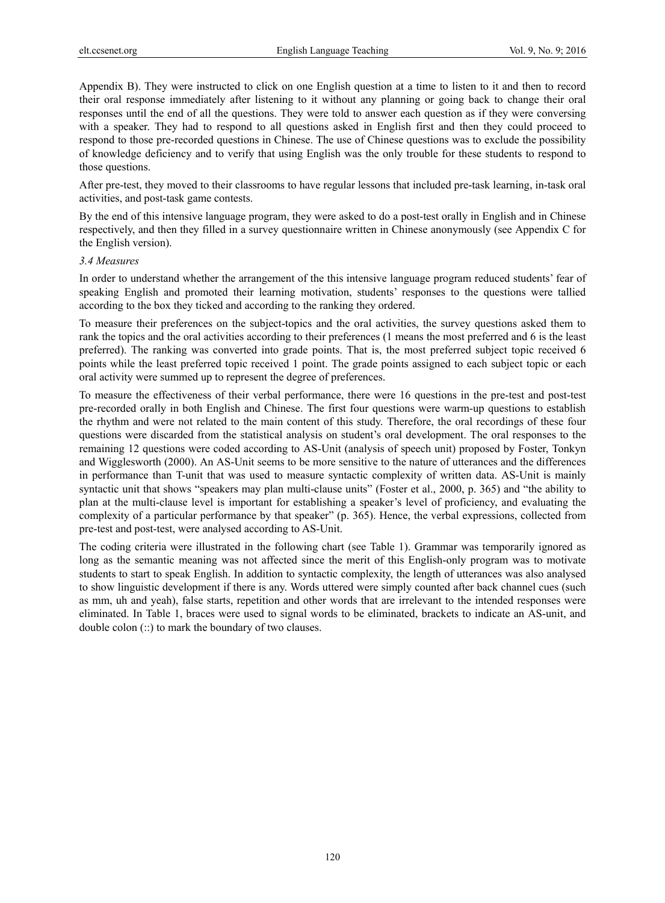Appendix B). They were instructed to click on one English question at a time to listen to it and then to record their oral response immediately after listening to it without any planning or going back to change their oral responses until the end of all the questions. They were told to answer each question as if they were conversing with a speaker. They had to respond to all questions asked in English first and then they could proceed to respond to those pre-recorded questions in Chinese. The use of Chinese questions was to exclude the possibility of knowledge deficiency and to verify that using English was the only trouble for these students to respond to those questions.

After pre-test, they moved to their classrooms to have regular lessons that included pre-task learning, in-task oral activities, and post-task game contests.

By the end of this intensive language program, they were asked to do a post-test orally in English and in Chinese respectively, and then they filled in a survey questionnaire written in Chinese anonymously (see Appendix C for the English version).

### *3.4 Measures*

In order to understand whether the arrangement of the this intensive language program reduced students' fear of speaking English and promoted their learning motivation, students' responses to the questions were tallied according to the box they ticked and according to the ranking they ordered.

To measure their preferences on the subject-topics and the oral activities, the survey questions asked them to rank the topics and the oral activities according to their preferences (1 means the most preferred and 6 is the least preferred). The ranking was converted into grade points. That is, the most preferred subject topic received 6 points while the least preferred topic received 1 point. The grade points assigned to each subject topic or each oral activity were summed up to represent the degree of preferences.

To measure the effectiveness of their verbal performance, there were 16 questions in the pre-test and post-test pre-recorded orally in both English and Chinese. The first four questions were warm-up questions to establish the rhythm and were not related to the main content of this study. Therefore, the oral recordings of these four questions were discarded from the statistical analysis on student's oral development. The oral responses to the remaining 12 questions were coded according to AS-Unit (analysis of speech unit) proposed by Foster, Tonkyn and Wigglesworth (2000). An AS-Unit seems to be more sensitive to the nature of utterances and the differences in performance than T-unit that was used to measure syntactic complexity of written data. AS-Unit is mainly syntactic unit that shows "speakers may plan multi-clause units" (Foster et al., 2000, p. 365) and "the ability to plan at the multi-clause level is important for establishing a speaker's level of proficiency, and evaluating the complexity of a particular performance by that speaker" (p. 365). Hence, the verbal expressions, collected from pre-test and post-test, were analysed according to AS-Unit.

The coding criteria were illustrated in the following chart (see Table 1). Grammar was temporarily ignored as long as the semantic meaning was not affected since the merit of this English-only program was to motivate students to start to speak English. In addition to syntactic complexity, the length of utterances was also analysed to show linguistic development if there is any. Words uttered were simply counted after back channel cues (such as mm, uh and yeah), false starts, repetition and other words that are irrelevant to the intended responses were eliminated. In Table 1, braces were used to signal words to be eliminated, brackets to indicate an AS-unit, and double colon (::) to mark the boundary of two clauses.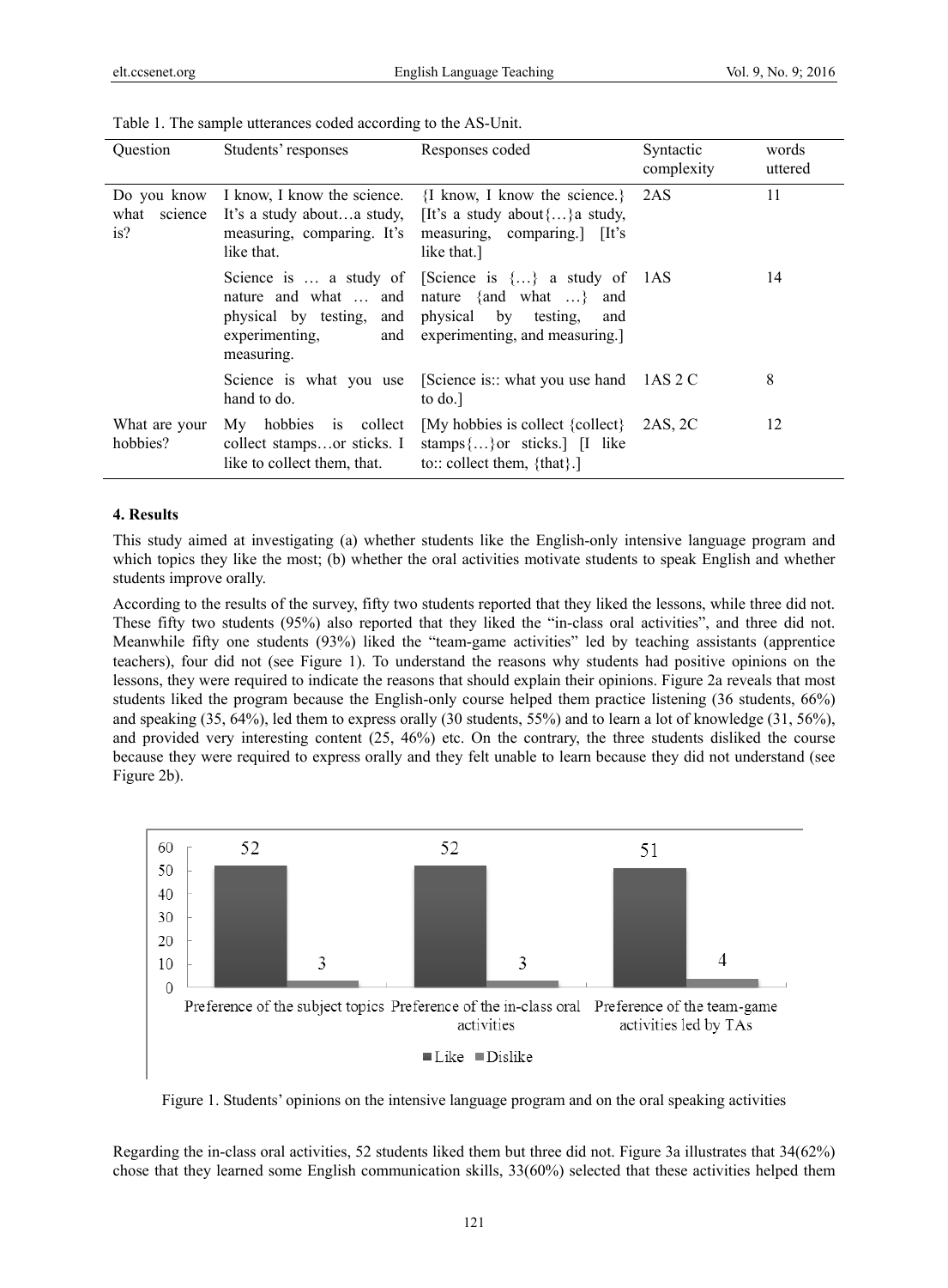Table 1. The sample utterances coded according to the AS-Unit.

| Question | Students' responses | Responses coded | Syntactic complexity | words uttered |
|---|---|---|---|---|
| Do you know what science is? | I know, I know the science. It's a study about…a study, measuring, comparing. It's like that. | {I know, I know the science.} [It's a study about{…}a study, measuring, comparing.] [It's like that.] | 2AS | 11 |
| | Science is … a study of nature and what … and physical by testing, and experimenting, and measuring. | [Science is {…} a study of nature {and what …} and physical by testing, and experimenting, and measuring.] | 1AS | 14 |
| | Science is what you use hand to do. | [Science is:: what you use hand to do.] | 1AS 2 C | 8 |
| What are your hobbies? | My hobbies is collect collect stamps…or sticks. I like to collect them, that. | [My hobbies is collect {collect} stamps{…}or sticks.] [I like to:: collect them, {that}.] | 2AS, 2C | 12 |

**4. Results**

This study aimed at investigating (a) whether students like the English-only intensive language program and which topics they like the most; (b) whether the oral activities motivate students to speak English and whether students improve orally.

According to the results of the survey, fifty two students reported that they liked the lessons, while three did not. These fifty two students (95%) also reported that they liked the "in-class oral activities", and three did not. Meanwhile fifty one students (93%) liked the "team-game activities" led by teaching assistants (apprentice teachers), four did not (see Figure 1). To understand the reasons why students had positive opinions on the lessons, they were required to indicate the reasons that should explain their opinions. Figure 2a reveals that most students liked the program because the English-only course helped them practice listening (36 students, 66%) and speaking (35, 64%), led them to express orally (30 students, 55%) and to learn a lot of knowledge (31, 56%), and provided very interesting content (25, 46%) etc. On the contrary, the three students disliked the course because they were required to express orally and they felt unable to learn because they did not understand (see Figure 2b).

Figure 1. Students' opinions on the intensive language program and on the oral speaking activities

Regarding the in-class oral activities, 52 students liked them but three did not. Figure 3a illustrates that 34(62%) chose that they learned some English communication skills, 33(60%) selected that these activities helped them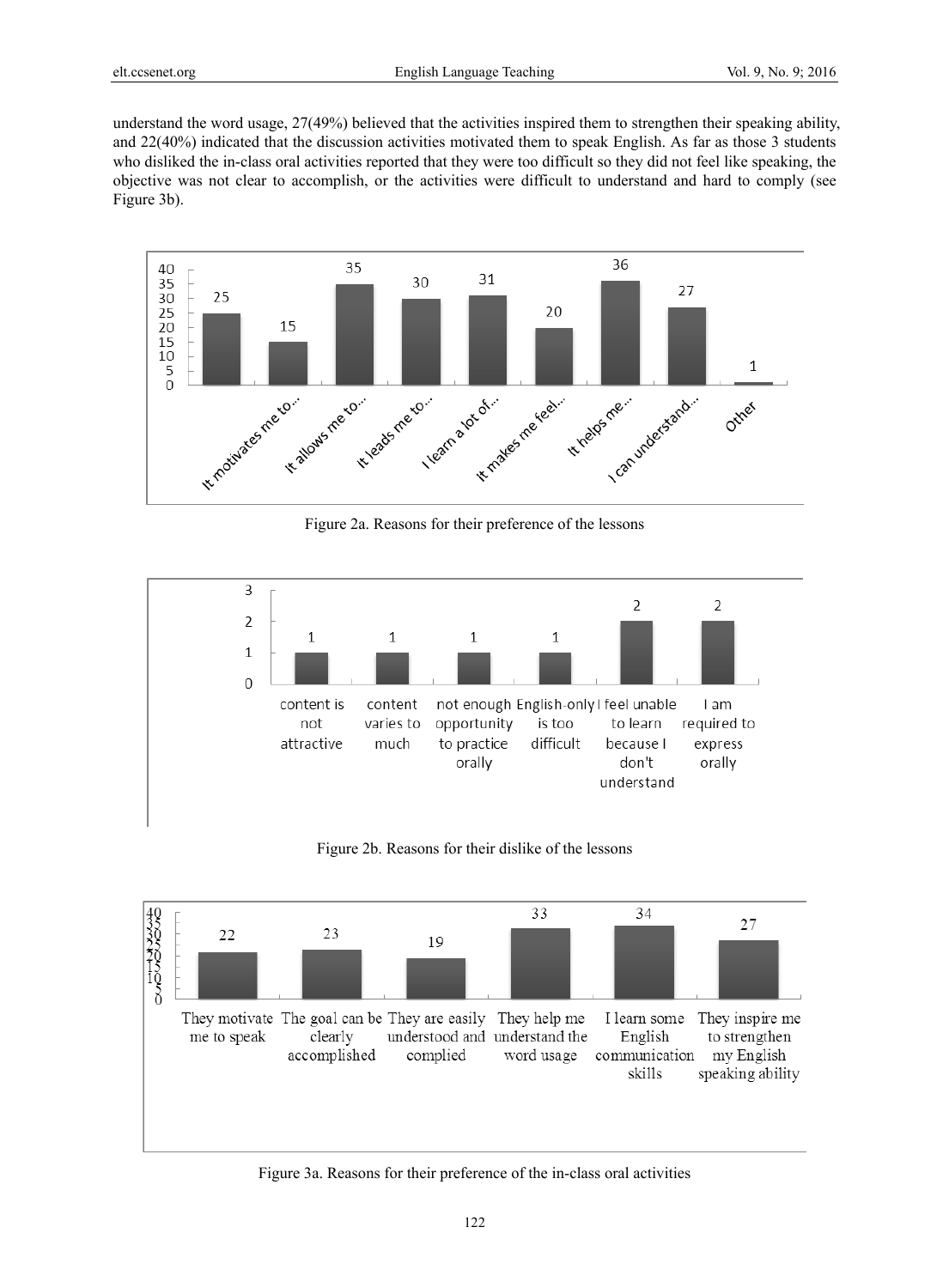understand the word usage, 27(49%) believed that the activities inspired them to strengthen their speaking ability, and 22(40%) indicated that the discussion activities motivated them to speak English. As far as those 3 students who disliked the in-class oral activities reported that they were too difficult so they did not feel like speaking, the objective was not clear to accomplish, or the activities were difficult to understand and hard to comply (see Figure 3b).

| Reason | Count |
| --- | --- |
| It motivates me to... | 25 |
| It allows me to... | 15 |
| It leads me to... | 35 |
| I learn a lot of... | 30 |
| It makes me feel... | 31 |
| It helps me... | 20 |
| I can understand... | 36 |
| Other | 27 |
| (unlabeled) | 1 |

Figure 2a. Reasons for their preference of the lessons

| Reason | Count |
| --- | --- |
| content is not attractive | 1 |
| content varies to much | 1 |
| not enough opportunity to practice orally | 1 |
| English-only is too difficult | 1 |
| I feel unable to learn because I don't understand | 2 |
| I am required to express orally | 2 |

Figure 2b. Reasons for their dislike of the lessons

| Reason | Count |
| --- | --- |
| They motivate me to speak | 22 |
| The goal can be clearly accomplished | 23 |
| They are easily understood and complied | 19 |
| They help me understand the word usage | 33 |
| I learn some English communication skills | 34 |
| They inspire me to strengthen my English speaking ability | 27 |

Figure 3a. Reasons for their preference of the in-class oral activities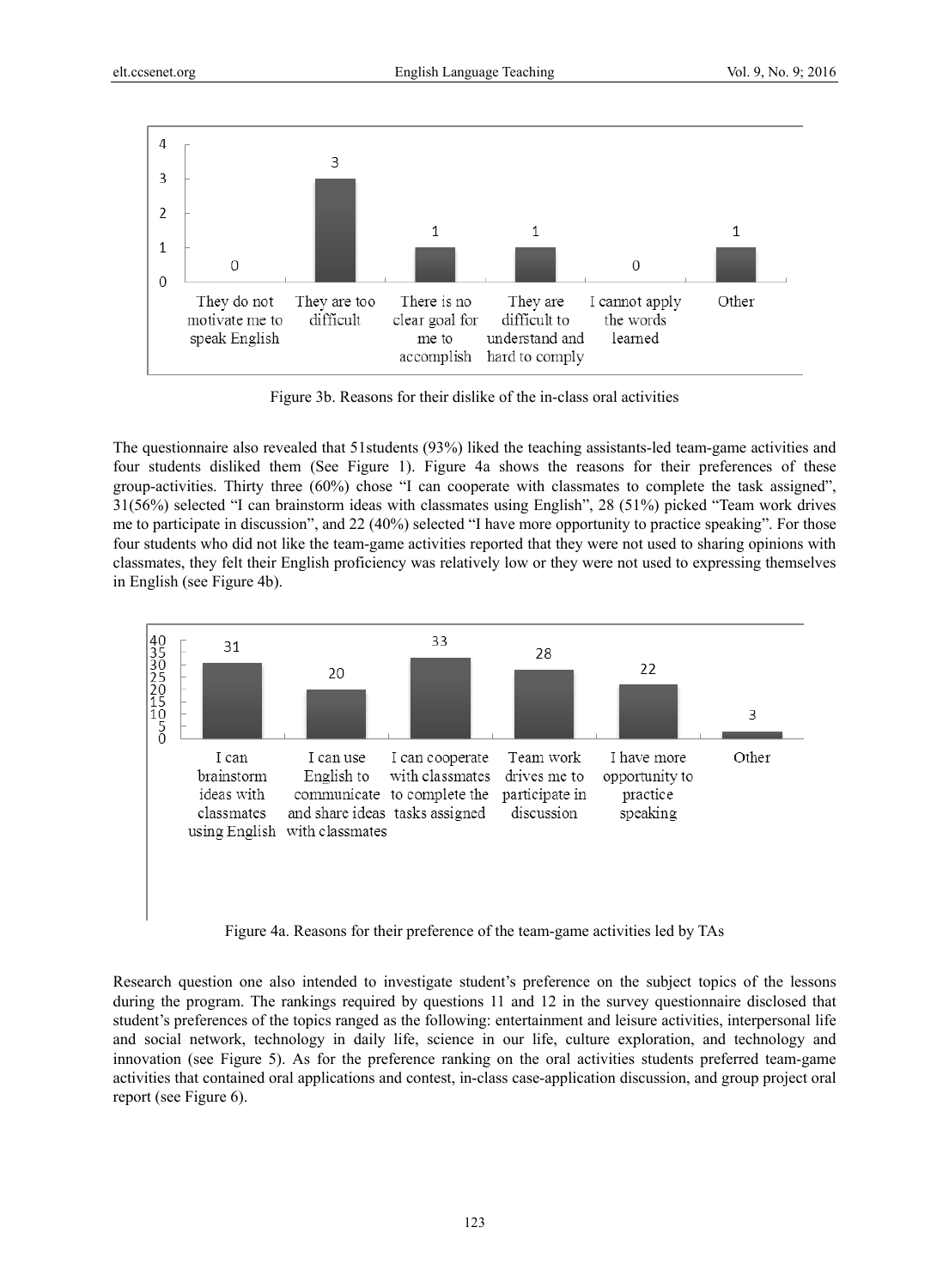Figure 3b. Reasons for their dislike of the in-class oral activities

The questionnaire also revealed that 51students (93%) liked the teaching assistants-led team-game activities and four students disliked them (See Figure 1). Figure 4a shows the reasons for their preferences of these group-activities. Thirty three (60%) chose "I can cooperate with classmates to complete the task assigned", 31(56%) selected "I can brainstorm ideas with classmates using English", 28 (51%) picked "Team work drives me to participate in discussion", and 22 (40%) selected "I have more opportunity to practice speaking". For those four students who did not like the team-game activities reported that they were not used to sharing opinions with classmates, they felt their English proficiency was relatively low or they were not used to expressing themselves in English (see Figure 4b).

Figure 4a. Reasons for their preference of the team-game activities led by TAs

Research question one also intended to investigate student's preference on the subject topics of the lessons during the program. The rankings required by questions 11 and 12 in the survey questionnaire disclosed that student's preferences of the topics ranged as the following: entertainment and leisure activities, interpersonal life and social network, technology in daily life, science in our life, culture exploration, and technology and innovation (see Figure 5). As for the preference ranking on the oral activities students preferred team-game activities that contained oral applications and contest, in-class case-application discussion, and group project oral report (see Figure 6).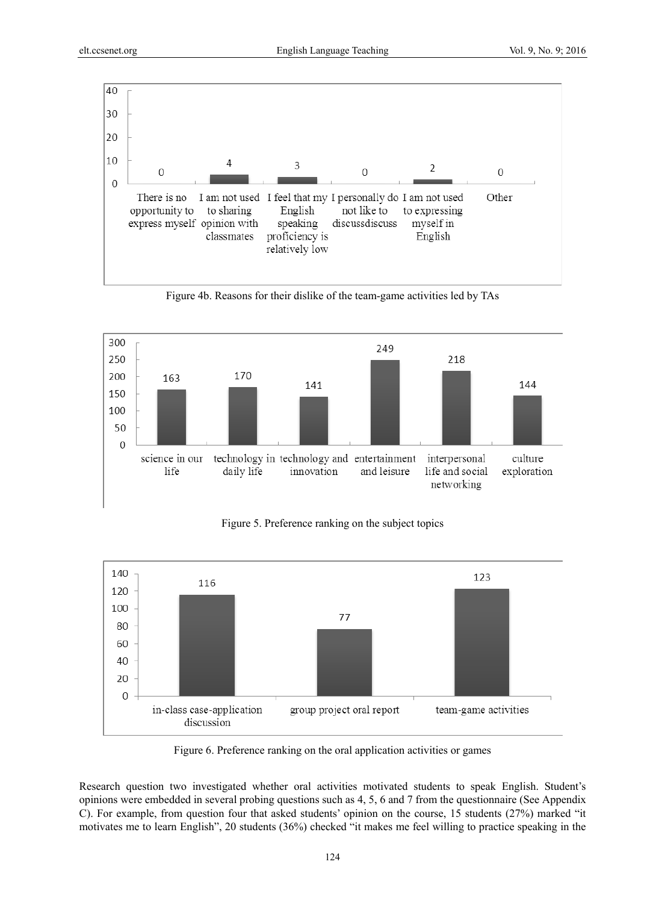Figure 4b. Reasons for their dislike of the team-game activities led by TAs

Figure 5. Preference ranking on the subject topics

Figure 6. Preference ranking on the oral application activities or games

Research question two investigated whether oral activities motivated students to speak English. Student's opinions were embedded in several probing questions such as 4, 5, 6 and 7 from the questionnaire (See Appendix C). For example, from question four that asked students' opinion on the course, 15 students (27%) marked "it motivates me to learn English", 20 students (36%) checked "it makes me feel willing to practice speaking in the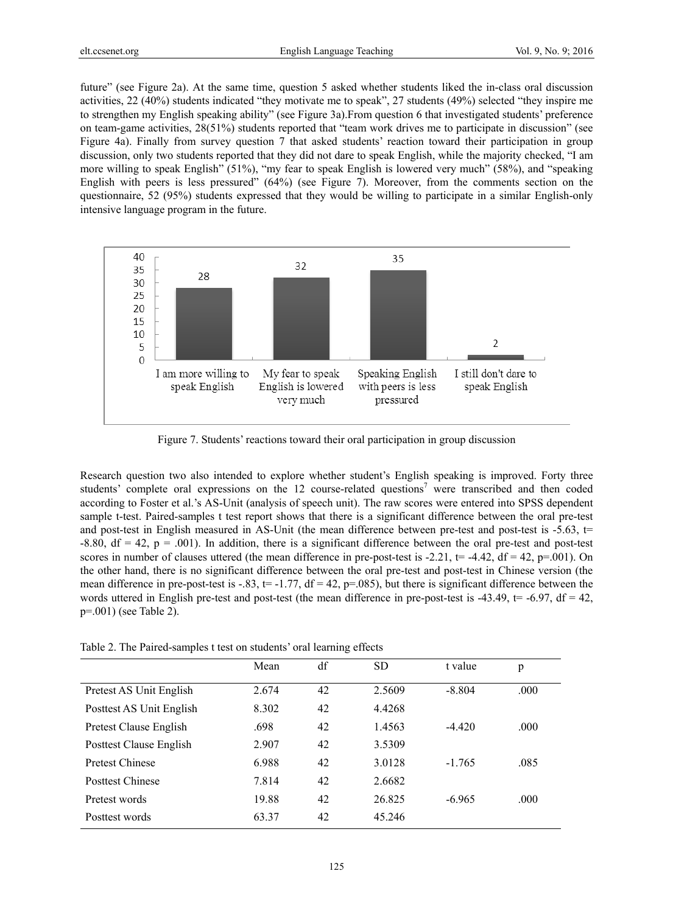future" (see Figure 2a). At the same time, question 5 asked whether students liked the in-class oral discussion activities, 22 (40%) students indicated "they motivate me to speak", 27 students (49%) selected "they inspire me to strengthen my English speaking ability" (see Figure 3a).From question 6 that investigated students' preference on team-game activities, 28(51%) students reported that "team work drives me to participate in discussion" (see Figure 4a). Finally from survey question 7 that asked students' reaction toward their participation in group discussion, only two students reported that they did not dare to speak English, while the majority checked, "I am more willing to speak English" (51%), "my fear to speak English is lowered very much" (58%), and "speaking English with peers is less pressured" (64%) (see Figure 7). Moreover, from the comments section on the questionnaire, 52 (95%) students expressed that they would be willing to participate in a similar English-only intensive language program in the future.

| Response | Number of students |
|---|---|
| I am more willing to speak English | 28 |
| My fear to speak English is lowered very much | 32 |
| Speaking English with peers is less pressured | 35 |
| I still don't dare to speak English | 2 |

Figure 7. Students' reactions toward their oral participation in group discussion

Research question two also intended to explore whether student's English speaking is improved. Forty three students' complete oral expressions on the 12 course-related questions[7] were transcribed and then coded according to Foster et al.'s AS-Unit (analysis of speech unit). The raw scores were entered into SPSS dependent sample t-test. Paired-samples t test report shows that there is a significant difference between the oral pre-test and post-test in English measured in AS-Unit (the mean difference between pre-test and post-test is -5.63, $t= -8.80$, $df = 42$, $p = .001$). In addition, there is a significant difference between the oral pre-test and post-test scores in number of clauses uttered (the mean difference in pre-post-test is -2.21, $t= -4.42$, $df = 42$, $p=.001$). On the other hand, there is no significant difference between the oral pre-test and post-test in Chinese version (the mean difference in pre-post-test is -.83, $t= -1.77$, $df = 42$, $p=.085$), but there is significant difference between the words uttered in English pre-test and post-test (the mean difference in pre-post-test is -43.49, $t= -6.97$, $df = 42$, $p=.001$) (see Table 2).

Table 2. The Paired-samples t test on students' oral learning effects

| | Mean | df | SD | t value | p |
|---|---|---|---|---|---|
| Pretest AS Unit English | 2.674 | 42 | 2.5609 | -8.804 | .000 |
| Posttest AS Unit English | 8.302 | 42 | 4.4268 | | |
| Pretest Clause English | .698 | 42 | 1.4563 | -4.420 | .000 |
| Posttest Clause English | 2.907 | 42 | 3.5309 | | |
| Pretest Chinese | 6.988 | 42 | 3.0128 | -1.765 | .085 |
| Posttest Chinese | 7.814 | 42 | 2.6682 | | |
| Pretest words | 19.88 | 42 | 26.825 | -6.965 | .000 |
| Posttest words | 63.37 | 42 | 45.246 | | |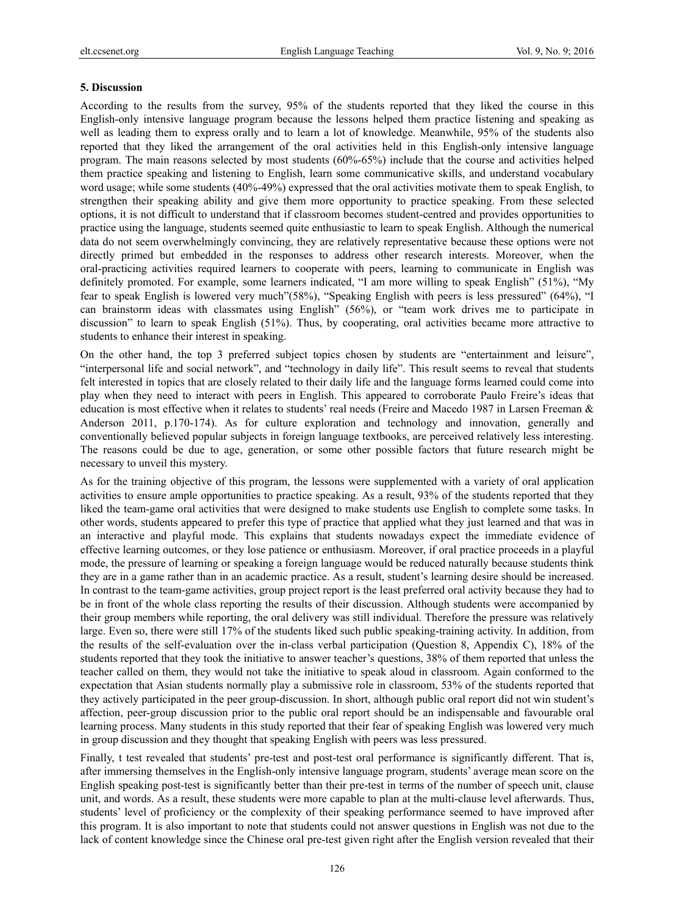### 5. Discussion

According to the results from the survey, 95% of the students reported that they liked the course in this English-only intensive language program because the lessons helped them practice listening and speaking as well as leading them to express orally and to learn a lot of knowledge. Meanwhile, 95% of the students also reported that they liked the arrangement of the oral activities held in this English-only intensive language program. The main reasons selected by most students (60%-65%) include that the course and activities helped them practice speaking and listening to English, learn some communicative skills, and understand vocabulary word usage; while some students (40%-49%) expressed that the oral activities motivate them to speak English, to strengthen their speaking ability and give them more opportunity to practice speaking. From these selected options, it is not difficult to understand that if classroom becomes student-centred and provides opportunities to practice using the language, students seemed quite enthusiastic to learn to speak English. Although the numerical data do not seem overwhelmingly convincing, they are relatively representative because these options were not directly primed but embedded in the responses to address other research interests. Moreover, when the oral-practicing activities required learners to cooperate with peers, learning to communicate in English was definitely promoted. For example, some learners indicated, "I am more willing to speak English" (51%), "My fear to speak English is lowered very much"(58%), "Speaking English with peers is less pressured" (64%), "I can brainstorm ideas with classmates using English" (56%), or "team work drives me to participate in discussion" to learn to speak English (51%). Thus, by cooperating, oral activities became more attractive to students to enhance their interest in speaking.

On the other hand, the top 3 preferred subject topics chosen by students are "entertainment and leisure", "interpersonal life and social network", and "technology in daily life". This result seems to reveal that students felt interested in topics that are closely related to their daily life and the language forms learned could come into play when they need to interact with peers in English. This appeared to corroborate Paulo Freire's ideas that education is most effective when it relates to students' real needs (Freire and Macedo 1987 in Larsen Freeman & Anderson 2011, p.170-174). As for culture exploration and technology and innovation, generally and conventionally believed popular subjects in foreign language textbooks, are perceived relatively less interesting. The reasons could be due to age, generation, or some other possible factors that future research might be necessary to unveil this mystery.

As for the training objective of this program, the lessons were supplemented with a variety of oral application activities to ensure ample opportunities to practice speaking. As a result, 93% of the students reported that they liked the team-game oral activities that were designed to make students use English to complete some tasks. In other words, students appeared to prefer this type of practice that applied what they just learned and that was in an interactive and playful mode. This explains that students nowadays expect the immediate evidence of effective learning outcomes, or they lose patience or enthusiasm. Moreover, if oral practice proceeds in a playful mode, the pressure of learning or speaking a foreign language would be reduced naturally because students think they are in a game rather than in an academic practice. As a result, student's learning desire should be increased. In contrast to the team-game activities, group project report is the least preferred oral activity because they had to be in front of the whole class reporting the results of their discussion. Although students were accompanied by their group members while reporting, the oral delivery was still individual. Therefore the pressure was relatively large. Even so, there were still 17% of the students liked such public speaking-training activity. In addition, from the results of the self-evaluation over the in-class verbal participation (Question 8, Appendix C), 18% of the students reported that they took the initiative to answer teacher's questions, 38% of them reported that unless the teacher called on them, they would not take the initiative to speak aloud in classroom. Again conformed to the expectation that Asian students normally play a submissive role in classroom, 53% of the students reported that they actively participated in the peer group-discussion. In short, although public oral report did not win student's affection, peer-group discussion prior to the public oral report should be an indispensable and favourable oral learning process. Many students in this study reported that their fear of speaking English was lowered very much in group discussion and they thought that speaking English with peers was less pressured.

Finally, t test revealed that students' pre-test and post-test oral performance is significantly different. That is, after immersing themselves in the English-only intensive language program, students' average mean score on the English speaking post-test is significantly better than their pre-test in terms of the number of speech unit, clause unit, and words. As a result, these students were more capable to plan at the multi-clause level afterwards. Thus, students' level of proficiency or the complexity of their speaking performance seemed to have improved after this program. It is also important to note that students could not answer questions in English was not due to the lack of content knowledge since the Chinese oral pre-test given right after the English version revealed that their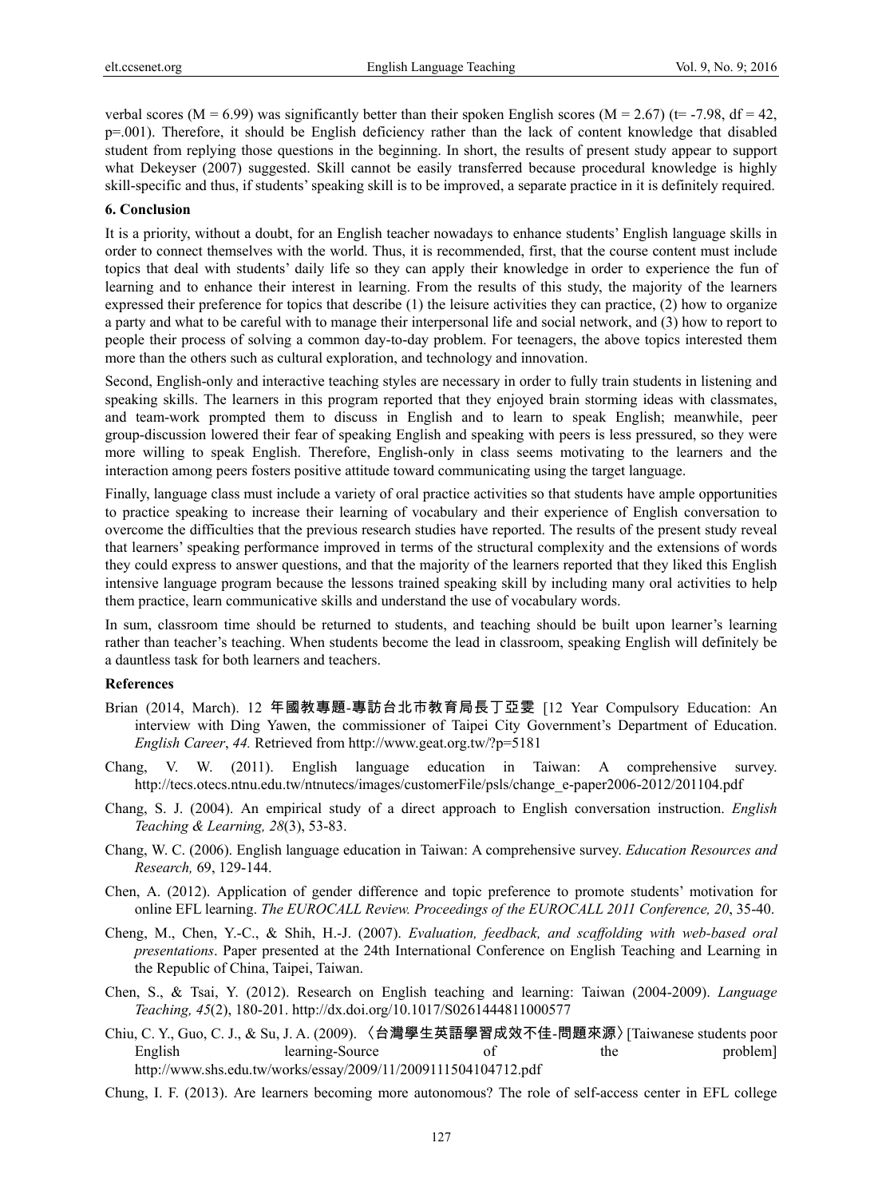verbal scores ($M = 6.99$) was significantly better than their spoken English scores ($M = 2.67$) ($t = -7.98$, $df = 42$, $p = .001$). Therefore, it should be English deficiency rather than the lack of content knowledge that disabled student from replying those questions in the beginning. In short, the results of present study appear to support what Dekeyser (2007) suggested. Skill cannot be easily transferred because procedural knowledge is highly skill-specific and thus, if students' speaking skill is to be improved, a separate practice in it is definitely required.

## 6. Conclusion

It is a priority, without a doubt, for an English teacher nowadays to enhance students' English language skills in order to connect themselves with the world. Thus, it is recommended, first, that the course content must include topics that deal with students' daily life so they can apply their knowledge in order to experience the fun of learning and to enhance their interest in learning. From the results of this study, the majority of the learners expressed their preference for topics that describe (1) the leisure activities they can practice, (2) how to organize a party and what to be careful with to manage their interpersonal life and social network, and (3) how to report to people their process of solving a common day-to-day problem. For teenagers, the above topics interested them more than the others such as cultural exploration, and technology and innovation.

Second, English-only and interactive teaching styles are necessary in order to fully train students in listening and speaking skills. The learners in this program reported that they enjoyed brain storming ideas with classmates, and team-work prompted them to discuss in English and to learn to speak English; meanwhile, peer group-discussion lowered their fear of speaking English and speaking with peers is less pressured, so they were more willing to speak English. Therefore, English-only in class seems motivating to the learners and the interaction among peers fosters positive attitude toward communicating using the target language.

Finally, language class must include a variety of oral practice activities so that students have ample opportunities to practice speaking to increase their learning of vocabulary and their experience of English conversation to overcome the difficulties that the previous research studies have reported. The results of the present study reveal that learners' speaking performance improved in terms of the structural complexity and the extensions of words they could express to answer questions, and that the majority of the learners reported that they liked this English intensive language program because the lessons trained speaking skill by including many oral activities to help them practice, learn communicative skills and understand the use of vocabulary words.

In sum, classroom time should be returned to students, and teaching should be built upon learner's learning rather than teacher's teaching. When students become the lead in classroom, speaking English will definitely be a dauntless task for both learners and teachers.

## References

Brian (2014, March). 12 年國教專題-專訪台北市教育局長丁亞雯 [12 Year Compulsory Education: An interview with Ding Yawen, the commissioner of Taipei City Government's Department of Education. *English Career*, *44.* Retrieved from http://www.geat.org.tw/?p=5181

Chang, V. W. (2011). English language education in Taiwan: A comprehensive survey. http://tecs.otecs.ntnu.edu.tw/ntnutecs/images/customerFile/psls/change_e-paper2006-2012/201104.pdf

Chang, S. J. (2004). An empirical study of a direct approach to English conversation instruction. *English Teaching & Learning, 28*(3), 53-83.

Chang, W. C. (2006). English language education in Taiwan: A comprehensive survey. *Education Resources and Research,* 69, 129-144.

Chen, A. (2012). Application of gender difference and topic preference to promote students' motivation for online EFL learning. *The EUROCALL Review. Proceedings of the EUROCALL 2011 Conference, 20*, 35-40.

Cheng, M., Chen, Y.-C., & Shih, H.-J. (2007). *Evaluation, feedback, and scaffolding with web-based oral presentations*. Paper presented at the 24th International Conference on English Teaching and Learning in the Republic of China, Taipei, Taiwan.

Chen, S., & Tsai, Y. (2012). Research on English teaching and learning: Taiwan (2004-2009). *Language Teaching, 45*(2), 180-201. http://dx.doi.org/10.1017/S0261444811000577

Chiu, C. Y., Guo, C. J., & Su, J. A. (2009). 〈台灣學生英語學習成效不佳-問題來源〉[Taiwanese students poor English learning-Source of the problem] http://www.shs.edu.tw/works/essay/2009/11/2009111504104712.pdf

Chung, I. F. (2013). Are learners becoming more autonomous? The role of self-access center in EFL college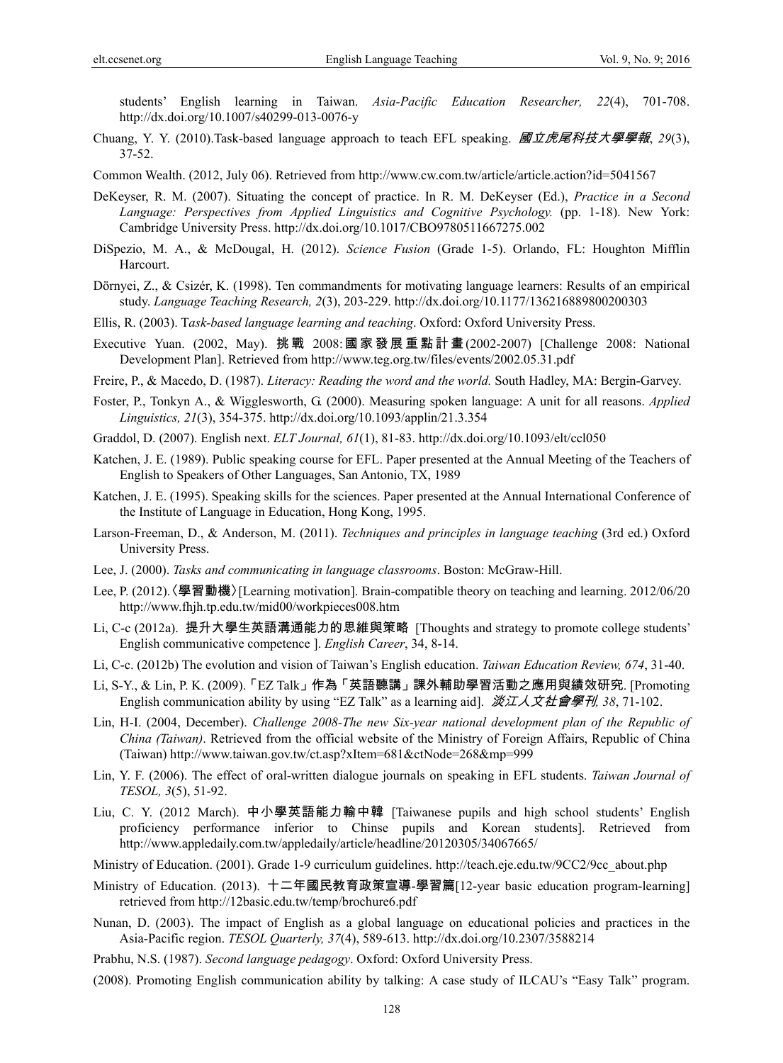students' English learning in Taiwan. *Asia-Pacific Education Researcher, 22*(4), 701-708. http://dx.doi.org/10.1007/s40299-013-0076-y

Chuang, Y. Y. (2010).Task-based language approach to teach EFL speaking. *國立虎尾科技大學學報*, *29*(3), 37-52.

Common Wealth. (2012, July 06). Retrieved from http://www.cw.com.tw/article/article.action?id=5041567

DeKeyser, R. M. (2007). Situating the concept of practice. In R. M. DeKeyser (Ed.), *Practice in a Second Language: Perspectives from Applied Linguistics and Cognitive Psychology.* (pp. 1-18). New York: Cambridge University Press. http://dx.doi.org/10.1017/CBO9780511667275.002

DiSpezio, M. A., & McDougal, H. (2012). *Science Fusion* (Grade 1-5). Orlando, FL: Houghton Mifflin Harcourt.

Dörnyei, Z., & Csizér, K. (1998). Ten commandments for motivating language learners: Results of an empirical study. *Language Teaching Research, 2*(3), 203-229. http://dx.doi.org/10.1177/136216889800200303

Ellis, R. (2003). T*ask-based language learning and teaching*. Oxford: Oxford University Press.

Executive Yuan. (2002, May). **挑戰 2008:國家發展重點計畫**(2002-2007) [Challenge 2008: National Development Plan]. Retrieved from http://www.teg.org.tw/files/events/2002.05.31.pdf

Freire, P., & Macedo, D. (1987). *Literacy: Reading the word and the world.* South Hadley, MA: Bergin-Garvey.

Foster, P., Tonkyn A., & Wigglesworth, G. (2000). Measuring spoken language: A unit for all reasons. *Applied Linguistics, 21*(3), 354-375. http://dx.doi.org/10.1093/applin/21.3.354

Graddol, D. (2007). English next. *ELT Journal, 61*(1), 81-83. http://dx.doi.org/10.1093/elt/ccl050

Katchen, J. E. (1989). Public speaking course for EFL. Paper presented at the Annual Meeting of the Teachers of English to Speakers of Other Languages, San Antonio, TX, 1989

Katchen, J. E. (1995). Speaking skills for the sciences. Paper presented at the Annual International Conference of the Institute of Language in Education, Hong Kong, 1995.

Larson-Freeman, D., & Anderson, M. (2011). *Techniques and principles in language teaching* (3rd ed.) Oxford University Press.

Lee, J. (2000). *Tasks and communicating in language classrooms*. Boston: McGraw-Hill.

Lee, P. (2012).**〈學習動機〉**[Learning motivation]. Brain-compatible theory on teaching and learning. 2012/06/20 http://www.fhjh.tp.edu.tw/mid00/workpieces008.htm

Li, C-c (2012a). **提升大學生英語溝通能力的思維與策略** [Thoughts and strategy to promote college students' English communicative competence ]. *English Career*, 34, 8-14.

Li, C-c. (2012b) The evolution and vision of Taiwan's English education. *Taiwan Education Review, 674*, 31-40.

Li, S-Y., & Lin, P. K. (2009).**「EZ Talk」作為「英語聽講」課外輔助學習活動之應用與績效研究**. [Promoting English communication ability by using "EZ Talk" as a learning aid]. *淡江人文社會學刊, 38*, 71-102.

Lin, H-I. (2004, December). *Challenge 2008-The new Six-year national development plan of the Republic of China (Taiwan)*. Retrieved from the official website of the Ministry of Foreign Affairs, Republic of China (Taiwan) http://www.taiwan.gov.tw/ct.asp?xItem=681&ctNode=268&mp=999

Lin, Y. F. (2006). The effect of oral-written dialogue journals on speaking in EFL students. *Taiwan Journal of TESOL, 3*(5), 51-92.

Liu, C. Y. (2012 March). **中小學英語能力輸中韓** [Taiwanese pupils and high school students' English proficiency performance inferior to Chinse pupils and Korean students]. Retrieved from http://www.appledaily.com.tw/appledaily/article/headline/20120305/34067665/

Ministry of Education. (2001). Grade 1-9 curriculum guidelines. http://teach.eje.edu.tw/9CC2/9cc_about.php

Ministry of Education. (2013). **十二年國民教育政策宣導-學習篇**[12-year basic education program-learning] retrieved from http://12basic.edu.tw/temp/brochure6.pdf

Nunan, D. (2003). The impact of English as a global language on educational policies and practices in the Asia-Pacific region. *TESOL Quarterly, 37*(4), 589-613. http://dx.doi.org/10.2307/3588214

Prabhu, N.S. (1987). *Second language pedagogy*. Oxford: Oxford University Press.

(2008). Promoting English communication ability by talking: A case study of ILCAU's "Easy Talk" program.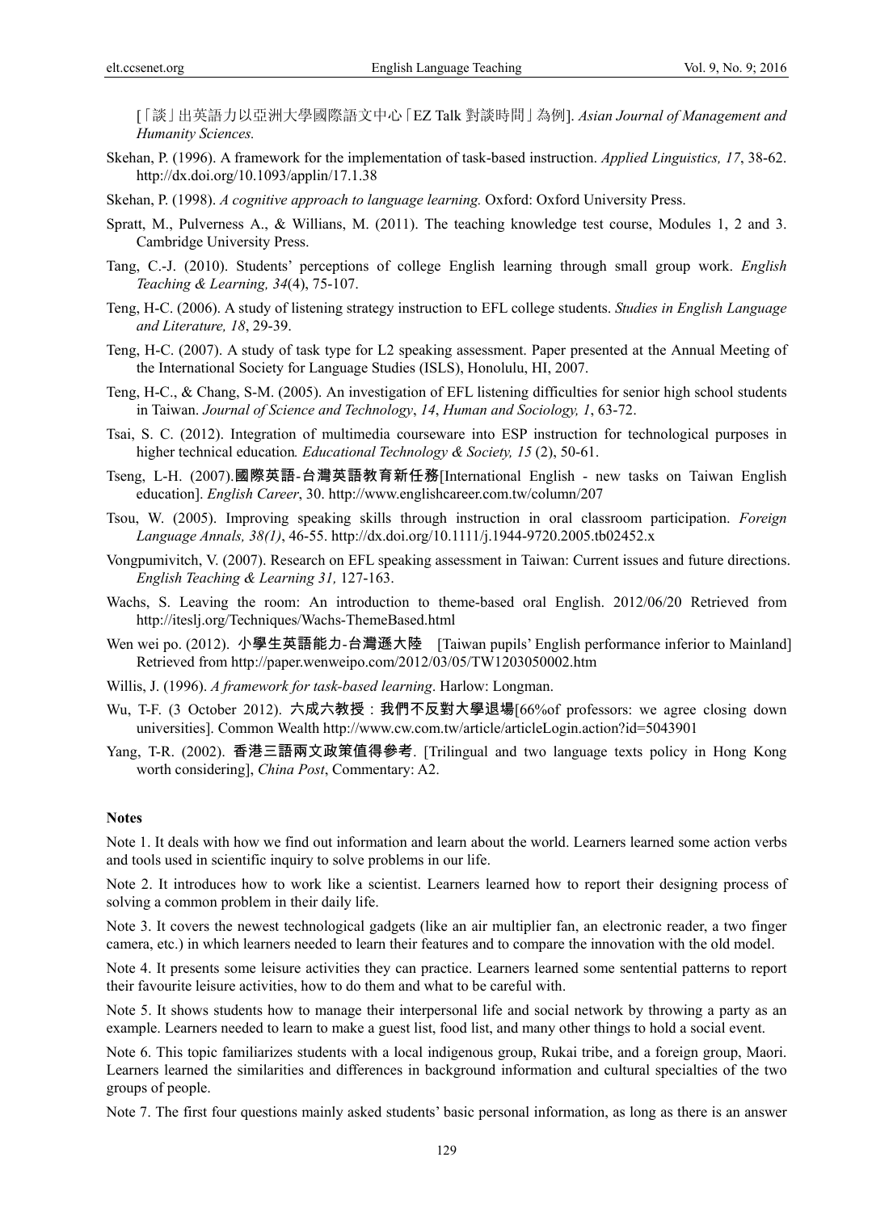[「談」出英語力以亞洲大學國際語文中心「EZ Talk 對談時間」為例]. *Asian Journal of Management and Humanity Sciences.*

Skehan, P. (1996). A framework for the implementation of task-based instruction. *Applied Linguistics, 17*, 38-62. http://dx.doi.org/10.1093/applin/17.1.38

Skehan, P. (1998). *A cognitive approach to language learning.* Oxford: Oxford University Press.

Spratt, M., Pulverness A., & Willians, M. (2011). The teaching knowledge test course, Modules 1, 2 and 3. Cambridge University Press.

Tang, C.-J. (2010). Students' perceptions of college English learning through small group work. *English Teaching & Learning, 34*(4), 75-107.

Teng, H-C. (2006). A study of listening strategy instruction to EFL college students. *Studies in English Language and Literature, 18*, 29-39.

Teng, H-C. (2007). A study of task type for L2 speaking assessment. Paper presented at the Annual Meeting of the International Society for Language Studies (ISLS), Honolulu, HI, 2007.

Teng, H-C., & Chang, S-M. (2005). An investigation of EFL listening difficulties for senior high school students in Taiwan. *Journal of Science and Technology*, *14*, *Human and Sociology, 1*, 63-72.

Tsai, S. C. (2012). Integration of multimedia courseware into ESP instruction for technological purposes in higher technical education*. Educational Technology & Society, 15* (2), 50-61.

Tseng, L-H. (2007).**國際英語-台灣英語教育新任務**[International English - new tasks on Taiwan English education]. *English Career*, 30. http://www.englishcareer.com.tw/column/207

Tsou, W. (2005). Improving speaking skills through instruction in oral classroom participation. *Foreign Language Annals, 38(1)*, 46-55. http://dx.doi.org/10.1111/j.1944-9720.2005.tb02452.x

Vongpumivitch, V. (2007). Research on EFL speaking assessment in Taiwan: Current issues and future directions. *English Teaching & Learning 31,* 127-163.

Wachs, S. Leaving the room: An introduction to theme-based oral English. 2012/06/20 Retrieved from http://iteslj.org/Techniques/Wachs-ThemeBased.html

Wen wei po. (2012). **小學生英語能力-台灣遜大陸** [Taiwan pupils' English performance inferior to Mainland] Retrieved from http://paper.wenweipo.com/2012/03/05/TW1203050002.htm

Willis, J. (1996). *A framework for task-based learning*. Harlow: Longman.

Wu, T-F. (3 October 2012). **六成六教授：我們不反對大學退場**[66%of professors: we agree closing down universities]. Common Wealth http://www.cw.com.tw/article/articleLogin.action?id=5043901

Yang, T-R. (2002). **香港三語兩文政策值得參考**. [Trilingual and two language texts policy in Hong Kong worth considering], *China Post*, Commentary: A2.

**Notes**

Note 1. It deals with how we find out information and learn about the world. Learners learned some action verbs and tools used in scientific inquiry to solve problems in our life.

Note 2. It introduces how to work like a scientist. Learners learned how to report their designing process of solving a common problem in their daily life.

Note 3. It covers the newest technological gadgets (like an air multiplier fan, an electronic reader, a two finger camera, etc.) in which learners needed to learn their features and to compare the innovation with the old model.

Note 4. It presents some leisure activities they can practice. Learners learned some sentential patterns to report their favourite leisure activities, how to do them and what to be careful with.

Note 5. It shows students how to manage their interpersonal life and social network by throwing a party as an example. Learners needed to learn to make a guest list, food list, and many other things to hold a social event.

Note 6. This topic familiarizes students with a local indigenous group, Rukai tribe, and a foreign group, Maori. Learners learned the similarities and differences in background information and cultural specialties of the two groups of people.

Note 7. The first four questions mainly asked students' basic personal information, as long as there is an answer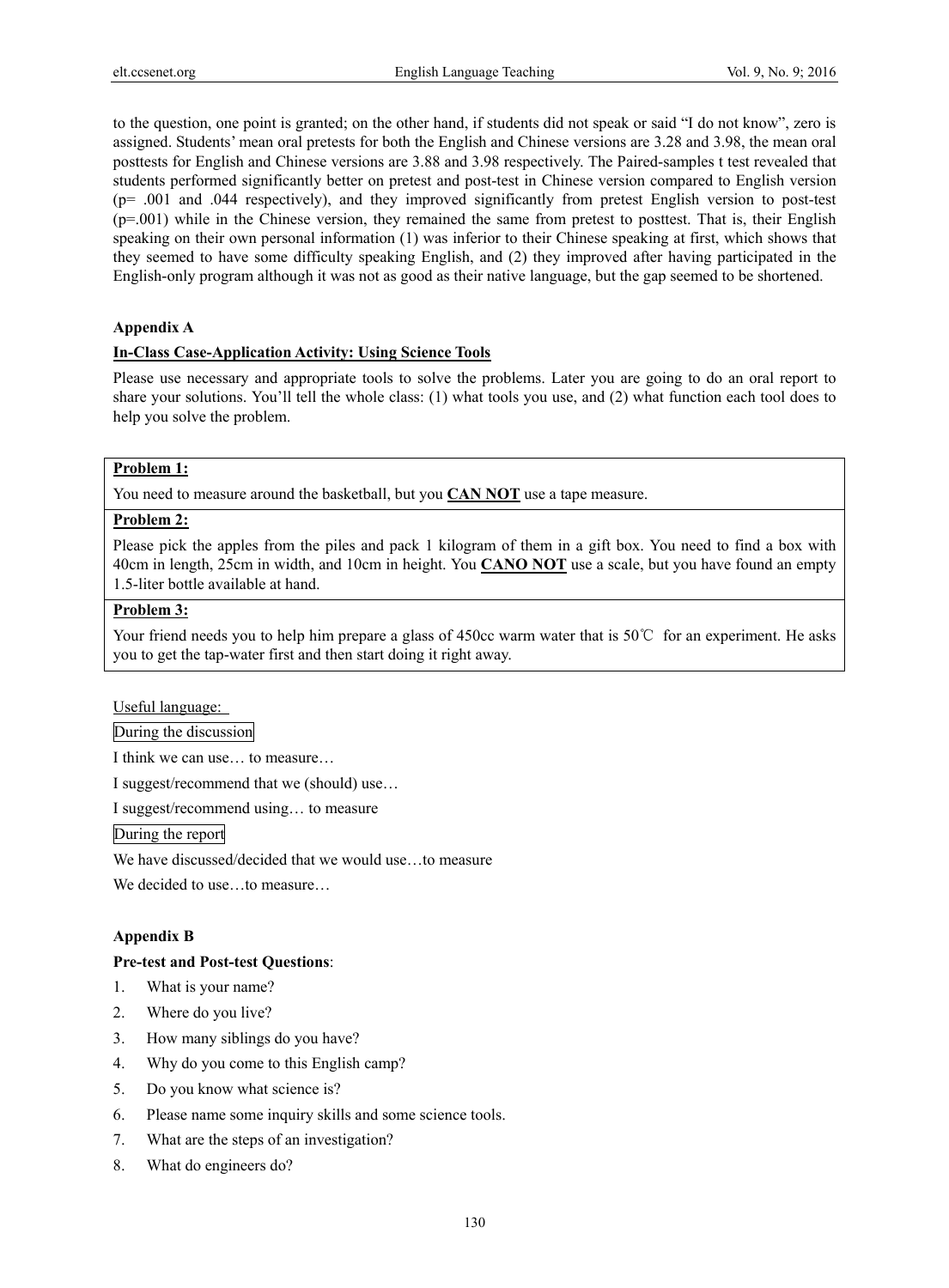to the question, one point is granted; on the other hand, if students did not speak or said "I do not know", zero is assigned. Students' mean oral pretests for both the English and Chinese versions are 3.28 and 3.98, the mean oral posttests for English and Chinese versions are 3.88 and 3.98 respectively. The Paired-samples t test revealed that students performed significantly better on pretest and post-test in Chinese version compared to English version ($p = .001$ and $.044$ respectively), and they improved significantly from pretest English version to post-test ($p = .001$) while in the Chinese version, they remained the same from pretest to posttest. That is, their English speaking on their own personal information (1) was inferior to their Chinese speaking at first, which shows that they seemed to have some difficulty speaking English, and (2) they improved after having participated in the English-only program although it was not as good as their native language, but the gap seemed to be shortened.

## Appendix A

**In-Class Case-Application Activity: Using Science Tools**

Please use necessary and appropriate tools to solve the problems. Later you are going to do an oral report to share your solutions. You'll tell the whole class: (1) what tools you use, and (2) what function each tool does to help you solve the problem.

| **Problem 1:** |
|---|
| You need to measure around the basketball, but you **CAN NOT** use a tape measure. |
| **Problem 2:** |
| Please pick the apples from the piles and pack 1 kilogram of them in a gift box. You need to find a box with 40cm in length, 25cm in width, and 10cm in height. You **CANO NOT** use a scale, but you have found an empty 1.5-liter bottle available at hand. |
| **Problem 3:** |
| Your friend needs you to help him prepare a glass of 450cc warm water that is 50℃ for an experiment. He asks you to get the tap-water first and then start doing it right away. |

Useful language:

During the discussion

I think we can use… to measure…

I suggest/recommend that we (should) use…

I suggest/recommend using… to measure

During the report

We have discussed/decided that we would use…to measure

We decided to use…to measure…

## Appendix B

**Pre-test and Post-test Questions**:

1. What is your name?
2. Where do you live?
3. How many siblings do you have?
4. Why do you come to this English camp?
5. Do you know what science is?
6. Please name some inquiry skills and some science tools.
7. What are the steps of an investigation?
8. What do engineers do?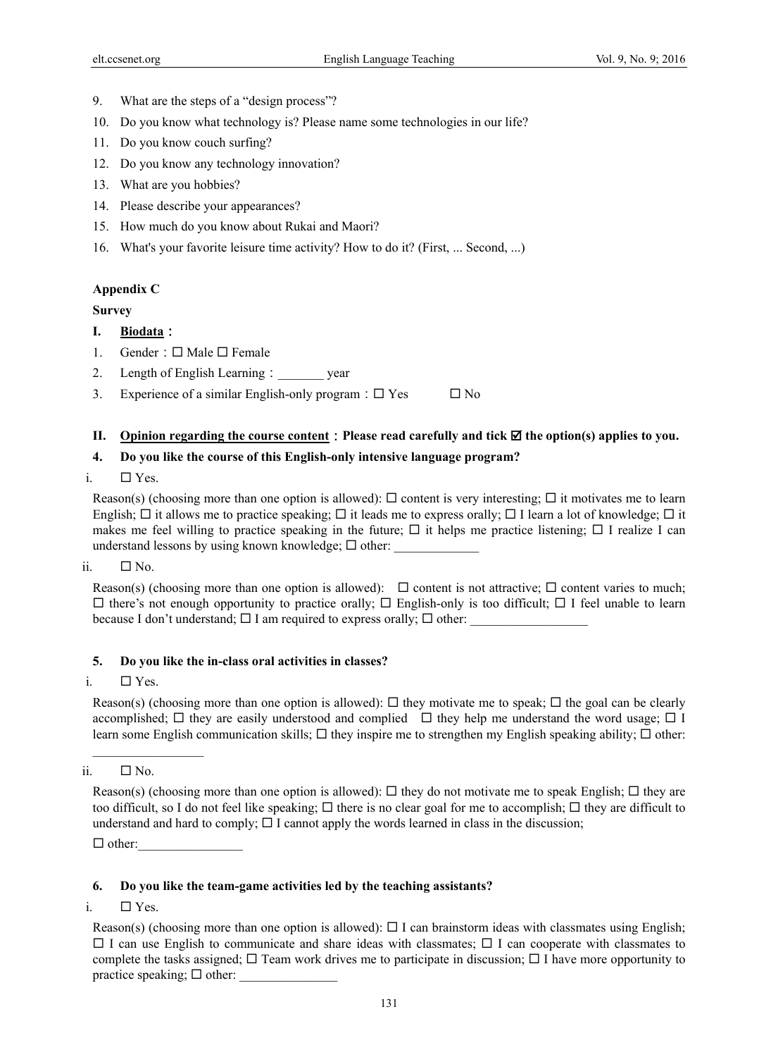9. What are the steps of a "design process"?
10. Do you know what technology is? Please name some technologies in our life?
11. Do you know couch surfing?
12. Do you know any technology innovation?
13. What are you hobbies?
14. Please describe your appearances?
15. How much do you know about Rukai and Maori?
16. What's your favorite leisure time activity? How to do it? (First, ... Second, ...)

**Appendix C**

**Survey**

**I. Biodata：**

1. Gender：☐ Male ☐ Female
2. Length of English Learning：_______ year
3. Experience of a similar English-only program：☐ Yes ☐ No

**II. Opinion regarding the course content：Please read carefully and tick ☑ the option(s) applies to you.**

**4. Do you like the course of this English-only intensive language program?**

i. ☐ Yes.

Reason(s) (choosing more than one option is allowed): ☐ content is very interesting; ☐ it motivates me to learn English; ☐ it allows me to practice speaking; ☐ it leads me to express orally; ☐ I learn a lot of knowledge; ☐ it makes me feel willing to practice speaking in the future; ☐ it helps me practice listening; ☐ I realize I can understand lessons by using known knowledge; ☐ other: _____________

ii. ☐ No.

Reason(s) (choosing more than one option is allowed): ☐ content is not attractive; ☐ content varies to much; ☐ there's not enough opportunity to practice orally; ☐ English-only is too difficult; ☐ I feel unable to learn because I don't understand; ☐ I am required to express orally; ☐ other: _________________

**5. Do you like the in-class oral activities in classes?**

i. ☐ Yes.

Reason(s) (choosing more than one option is allowed): ☐ they motivate me to speak; ☐ the goal can be clearly accomplished; ☐ they are easily understood and complied ☐ they help me understand the word usage; ☐ I learn some English communication skills; ☐ they inspire me to strengthen my English speaking ability; ☐ other: _________________

ii. ☐ No.

Reason(s) (choosing more than one option is allowed): ☐ they do not motivate me to speak English; ☐ they are too difficult, so I do not feel like speaking; ☐ there is no clear goal for me to accomplish; ☐ they are difficult to understand and hard to comply; ☐ I cannot apply the words learned in class in the discussion;

☐ other:________________

**6. Do you like the team-game activities led by the teaching assistants?**

i. ☐ Yes.

Reason(s) (choosing more than one option is allowed): ☐ I can brainstorm ideas with classmates using English; ☐ I can use English to communicate and share ideas with classmates; ☐ I can cooperate with classmates to complete the tasks assigned; ☐ Team work drives me to participate in discussion; ☐ I have more opportunity to practice speaking; ☐ other: _______________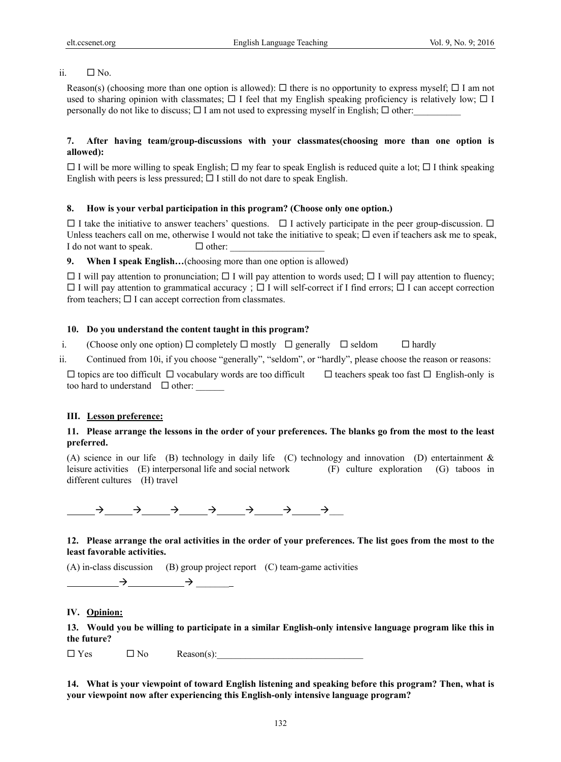ii. ☐ No.

Reason(s) (choosing more than one option is allowed): ☐ there is no opportunity to express myself; ☐ I am not used to sharing opinion with classmates; ☐ I feel that my English speaking proficiency is relatively low; ☐ I personally do not like to discuss; ☐ I am not used to expressing myself in English; ☐ other:__________

**7. After having team/group-discussions with your classmates(choosing more than one option is allowed):**

☐ I will be more willing to speak English; ☐ my fear to speak English is reduced quite a lot; ☐ I think speaking English with peers is less pressured; ☐ I still do not dare to speak English.

**8. How is your verbal participation in this program? (Choose only one option.)**

☐ I take the initiative to answer teachers' questions. ☐ I actively participate in the peer group-discussion. ☐ Unless teachers call on me, otherwise I would not take the initiative to speak; ☐ even if teachers ask me to speak, I do not want to speak. ☐ other: ____________________

**9. When I speak English…**(choosing more than one option is allowed)

☐ I will pay attention to pronunciation; ☐ I will pay attention to words used; ☐ I will pay attention to fluency; ☐ I will pay attention to grammatical accuracy ; ☐ I will self-correct if I find errors; ☐ I can accept correction from teachers; ☐ I can accept correction from classmates.

**10. Do you understand the content taught in this program?**

i. (Choose only one option) ☐ completely ☐ mostly ☐ generally ☐ seldom ☐ hardly

ii. Continued from 10i, if you choose "generally", "seldom", or "hardly", please choose the reason or reasons:

☐ topics are too difficult ☐ vocabulary words are too difficult ☐ teachers speak too fast ☐ English-only is too hard to understand ☐ other: ______

### III. Lesson preference:

**11. Please arrange the lessons in the order of your preferences. The blanks go from the most to the least preferred.**

(A) science in our life (B) technology in daily life (C) technology and innovation (D) entertainment & leisure activities (E) interpersonal life and social network (F) culture exploration (G) taboos in different cultures (H) travel

_____→_____→_____→_____→_____→_____→_____→___

**12. Please arrange the oral activities in the order of your preferences. The list goes from the most to the least favorable activities.**

(A) in-class discussion (B) group project report (C) team-game activities

__________→__________→ _______

### IV. Opinion:

**13. Would you be willing to participate in a similar English-only intensive language program like this in the future?**

☐ Yes ☐ No Reason(s):_______________________________

**14. What is your viewpoint of toward English listening and speaking before this program? Then, what is your viewpoint now after experiencing this English-only intensive language program?**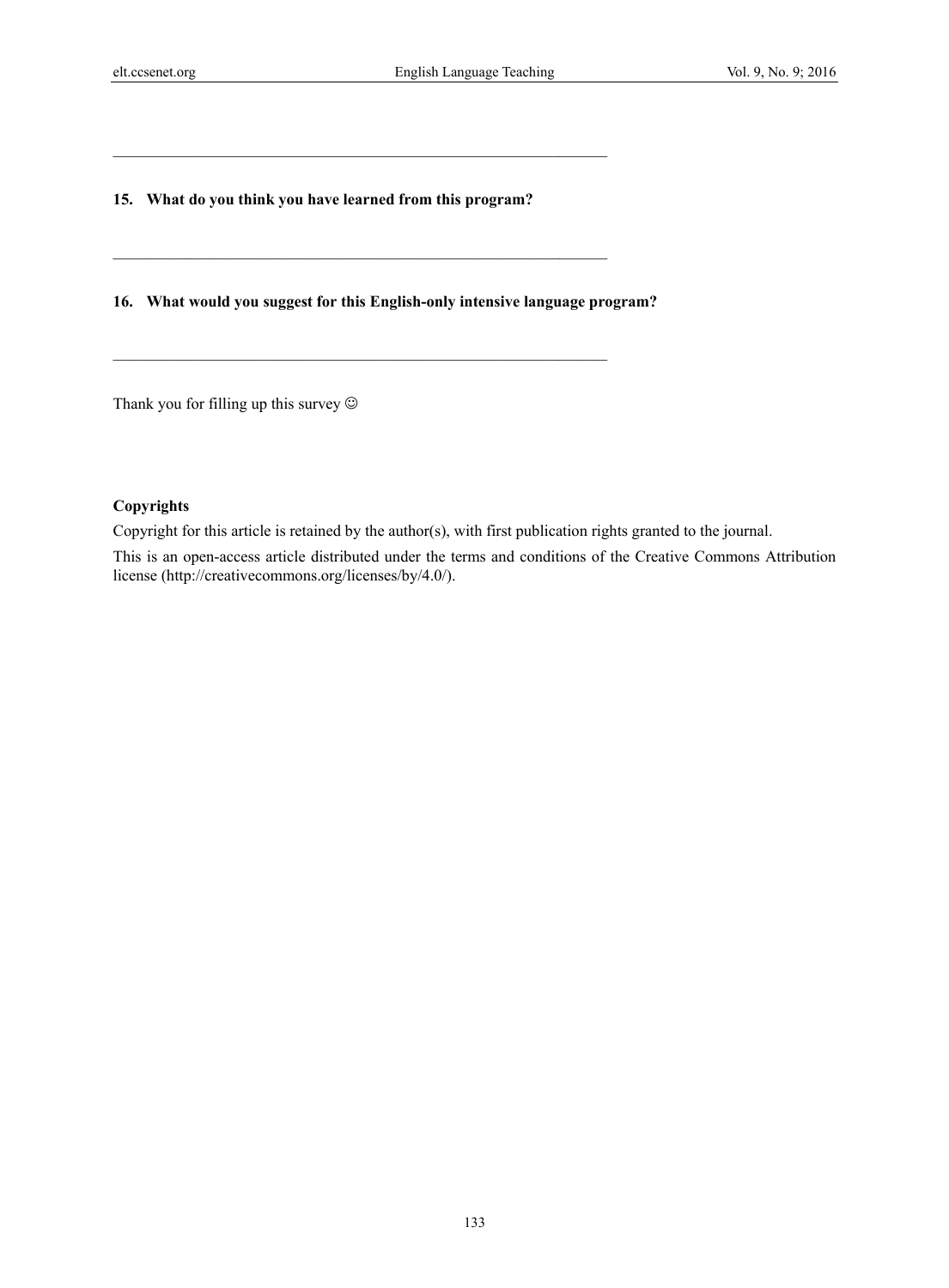_______________________________________________________________

**15. What do you think you have learned from this program?**

_______________________________________________________________

**16. What would you suggest for this English-only intensive language program?**

_______________________________________________________________

Thank you for filling up this survey ☺

**Copyrights**

Copyright for this article is retained by the author(s), with first publication rights granted to the journal.

This is an open-access article distributed under the terms and conditions of the Creative Commons Attribution license (http://creativecommons.org/licenses/by/4.0/).